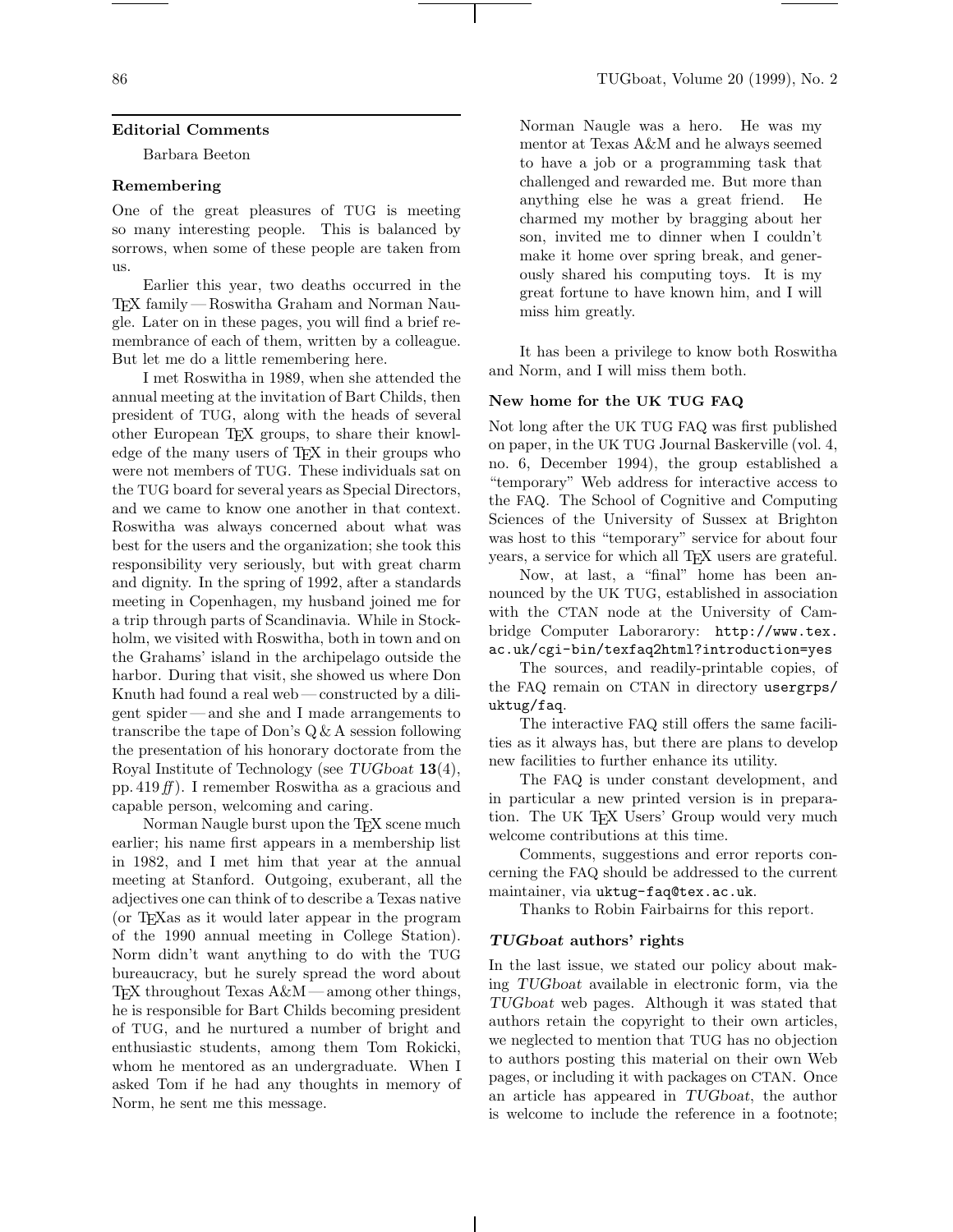## Editorial Comments

Barbara Beeton

### Remembering

One of the great pleasures of TUG is meeting so many interesting people. This is balanced by sorrows, when some of these people are taken from us.

Earlier this year, two deaths occurred in the TeX family — Roswitha Graham and Norman Naugle. Later on in these pages, you will find a brief remembrance of each of them, written by a colleague. But let me do a little remembering here.

I met Roswitha in 1989, when she attended the annual meeting at the invitation of Bart Childs, then president of TUG, along with the heads of several other European TeX groups, to share their knowledge of the many users of TeX in their groups who were not members of TUG. These individuals sat on the TUG board for several years as Special Directors, and we came to know one another in that context. Roswitha was always concerned about what was best for the users and the organization; she took this responsibility very seriously, but with great charm and dignity. In the spring of 1992, after a standards meeting in Copenhagen, my husband joined me for a trip through parts of Scandinavia. While in Stockholm, we visited with Roswitha, both in town and on the Grahams' island in the archipelago outside the harbor. During that visit, she showed us where Don Knuth had found a real web — constructed by a diligent spider — and she and I made arrangements to transcribe the tape of Don's Q & A session following the presentation of his honorary doctorate from the Royal Institute of Technology (see *TUGboat* **13**(4), pp. 419 *ff*). I remember Roswitha as a gracious and capable person, welcoming and caring.

Norman Naugle burst upon the TeX scene much earlier; his name first appears in a membership list in 1982, and I met him that year at the annual meeting at Stanford. Outgoing, exuberant, all the adjectives one can think of to describe a Texas native (or TeXas as it would later appear in the program of the 1990 annual meeting in College Station). Norm didn't want anything to do with the TUG bureaucracy, but he surely spread the word about TeX throughout Texas A&M — among other things, he is responsible for Bart Childs becoming president of TUG, and he nurtured a number of bright and enthusiastic students, among them Tom Rokicki, whom he mentored as an undergraduate. When I asked Tom if he had any thoughts in memory of Norm, he sent me this message.

> Norman Naugle was a hero. He was my mentor at Texas A&M and he always seemed to have a job or a programming task that challenged and rewarded me. But more than anything else he was a great friend. He charmed my mother by bragging about her son, invited me to dinner when I couldn't make it home over spring break, and generously shared his computing toys. It is my great fortune to have known him, and I will miss him greatly.

It has been a privilege to know both Roswitha and Norm, and I will miss them both.

### New home for the UK TUG FAQ

Not long after the UK TUG FAQ was first published on paper, in the UK TUG Journal Baskerville (vol. 4, no. 6, December 1994), the group established a "temporary" Web address for interactive access to the FAQ. The School of Cognitive and Computing Sciences of the University of Sussex at Brighton was host to this "temporary" service for about four years, a service for which all TeX users are grateful.

Now, at last, a "final" home has been announced by the UK TUG, established in association with the CTAN node at the University of Cambridge Computer Laborarory: `http://www.tex.ac.uk/cgi-bin/texfaq2html?introduction=yes`

The sources, and readily-printable copies, of the FAQ remain on CTAN in directory `usergrps/uktug/faq`.

The interactive FAQ still offers the same facilities as it always has, but there are plans to develop new facilities to further enhance its utility.

The FAQ is under constant development, and in particular a new printed version is in preparation. The UK TeX Users' Group would very much welcome contributions at this time.

Comments, suggestions and error reports concerning the FAQ should be addressed to the current maintainer, via `uktug-faq@tex.ac.uk`.

Thanks to Robin Fairbairns for this report.

### *TUGboat* authors' rights

In the last issue, we stated our policy about making *TUGboat* available in electronic form, via the *TUGboat* web pages. Although it was stated that authors retain the copyright to their own articles, we neglected to mention that TUG has no objection to authors posting this material on their own Web pages, or including it with packages on CTAN. Once an article has appeared in *TUGboat*, the author is welcome to include the reference in a footnote;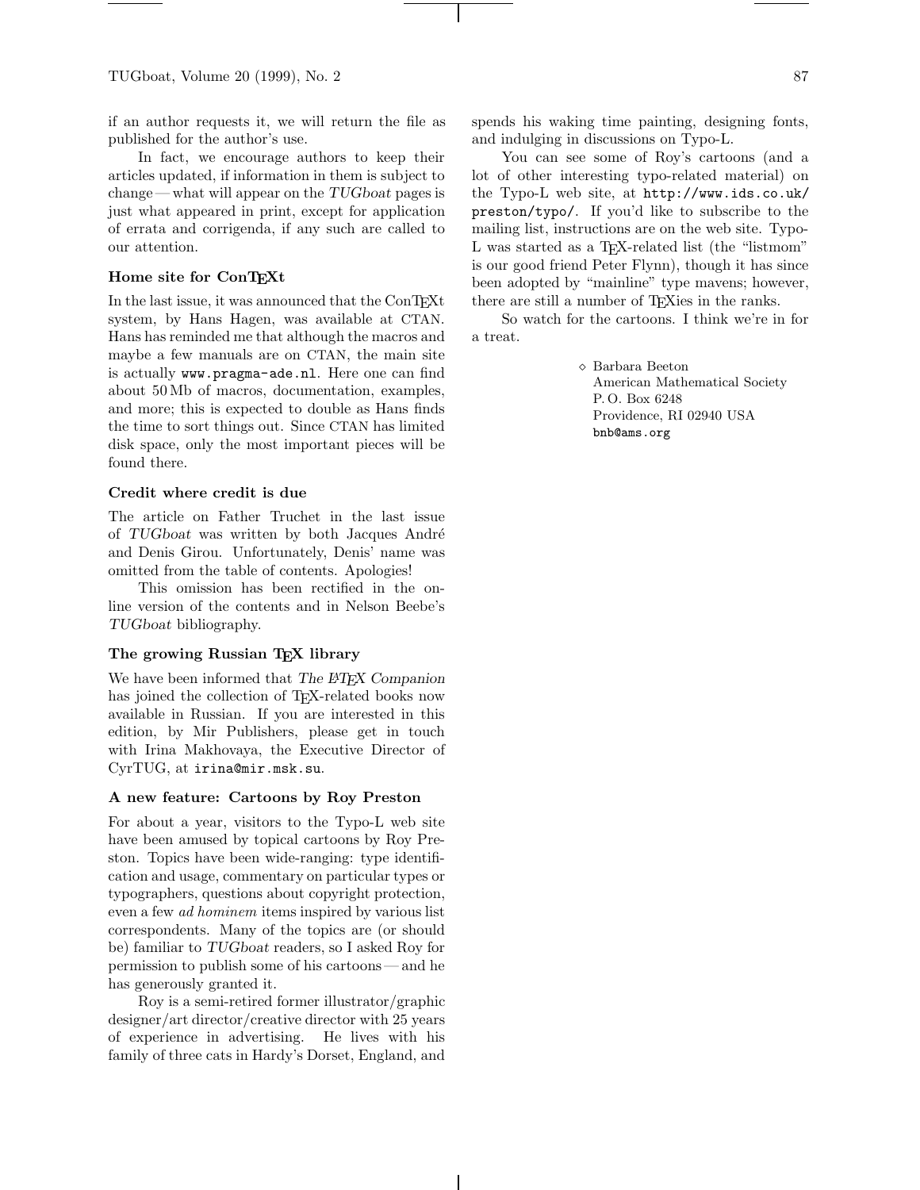if an author requests it, we will return the file as published for the author's use.

In fact, we encourage authors to keep their articles updated, if information in them is subject to change — what will appear on the *TUGboat* pages is just what appeared in print, except for application of errata and corrigenda, if any such are called to our attention.

### Home site for ConTEXt

In the last issue, it was announced that the ConTEXt system, by Hans Hagen, was available at CTAN. Hans has reminded me that although the macros and maybe a few manuals are on CTAN, the main site is actually `www.pragma-ade.nl`. Here one can find about 50 Mb of macros, documentation, examples, and more; this is expected to double as Hans finds the time to sort things out. Since CTAN has limited disk space, only the most important pieces will be found there.

### Credit where credit is due

The article on Father Truchet in the last issue of *TUGboat* was written by both Jacques André and Denis Girou. Unfortunately, Denis' name was omitted from the table of contents. Apologies!

This omission has been rectified in the on-line version of the contents and in Nelson Beebe's *TUGboat* bibliography.

### The growing Russian TEX library

We have been informed that *The LATEX Companion* has joined the collection of TEX-related books now available in Russian. If you are interested in this edition, by Mir Publishers, please get in touch with Irina Makhovaya, the Executive Director of CyrTUG, at `irina@mir.msk.su`.

### A new feature: Cartoons by Roy Preston

For about a year, visitors to the Typo-L web site have been amused by topical cartoons by Roy Preston. Topics have been wide-ranging: type identification and usage, commentary on particular types or typographers, questions about copyright protection, even a few *ad hominem* items inspired by various list correspondents. Many of the topics are (or should be) familiar to *TUGboat* readers, so I asked Roy for permission to publish some of his cartoons — and he has generously granted it.

Roy is a semi-retired former illustrator/graphic designer/art director/creative director with 25 years of experience in advertising. He lives with his family of three cats in Hardy's Dorset, England, and spends his waking time painting, designing fonts, and indulging in discussions on Typo-L.

You can see some of Roy's cartoons (and a lot of other interesting typo-related material) on the Typo-L web site, at `http://www.ids.co.uk/preston/typo/`. If you'd like to subscribe to the mailing list, instructions are on the web site. Typo-L was started as a TEX-related list (the "listmom" is our good friend Peter Flynn), though it has since been adopted by "mainline" type mavens; however, there are still a number of TEXies in the ranks.

So watch for the cartoons. I think we're in for a treat.

◇ Barbara Beeton
American Mathematical Society
P. O. Box 6248
Providence, RI 02940 USA
`bnb@ams.org`